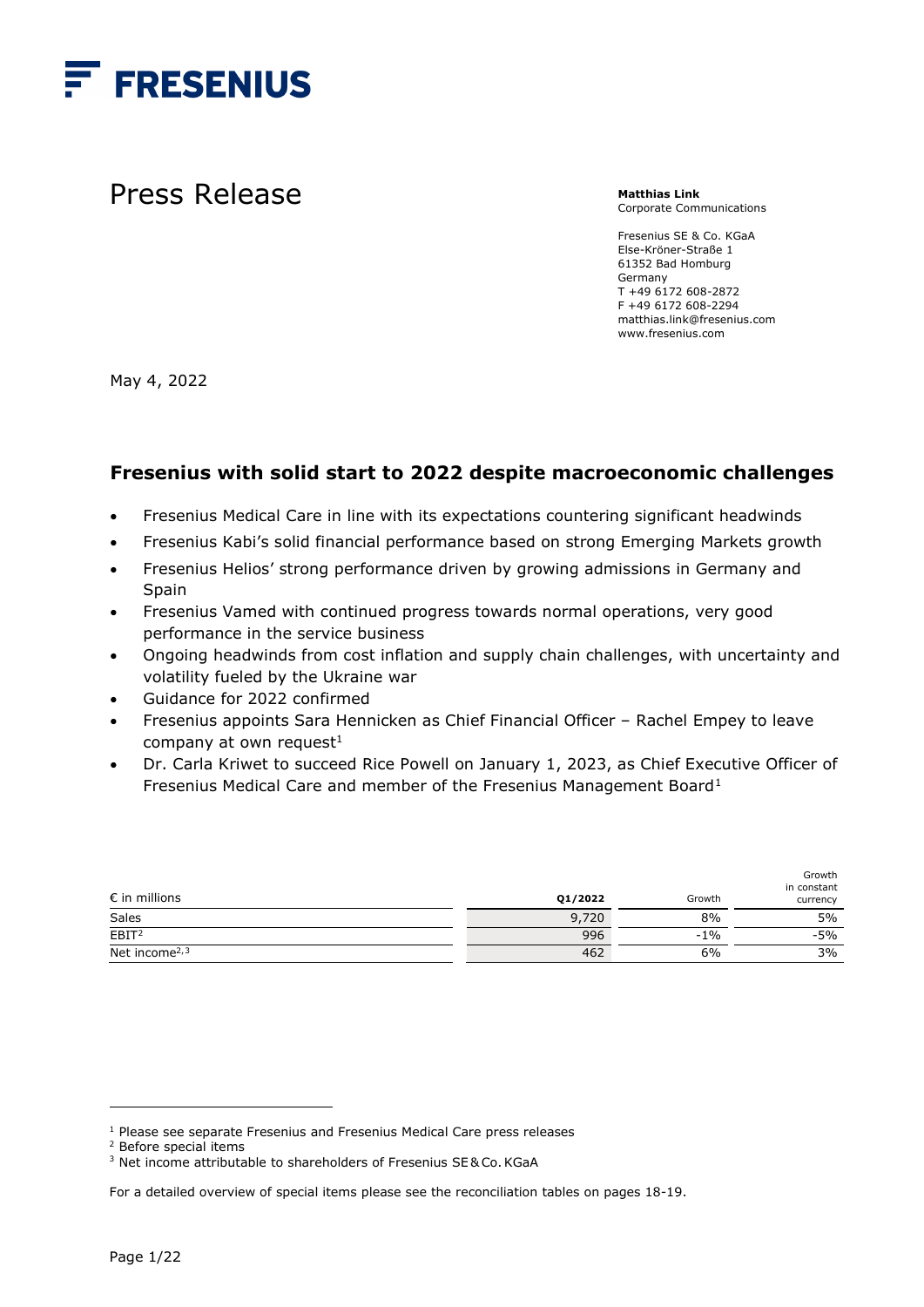FRESENIUS

# Press Release

**Matthias Link**
Corporate Communications

Fresenius SE & Co. KGaA
Else-Kröner-Straße 1
61352 Bad Homburg
Germany
T +49 6172 608-2872
F +49 6172 608-2294
matthias.link@fresenius.com
www.fresenius.com

May 4, 2022

## Fresenius with solid start to 2022 despite macroeconomic challenges

- Fresenius Medical Care in line with its expectations countering significant headwinds
- Fresenius Kabi's solid financial performance based on strong Emerging Markets growth
- Fresenius Helios' strong performance driven by growing admissions in Germany and Spain
- Fresenius Vamed with continued progress towards normal operations, very good performance in the service business
- Ongoing headwinds from cost inflation and supply chain challenges, with uncertainty and volatility fueled by the Ukraine war
- Guidance for 2022 confirmed
- Fresenius appoints Sara Hennicken as Chief Financial Officer – Rachel Empey to leave company at own request[1]
- Dr. Carla Kriwet to succeed Rice Powell on January 1, 2023, as Chief Executive Officer of Fresenius Medical Care and member of the Fresenius Management Board[1]

| € in millions | Q1/2022 | Growth | Growth in constant currency |
|---|---|---|---|
| Sales | 9,720 | 8% | 5% |
| EBIT[2] | 996 | -1% | -5% |
| Net income[2,3] | 462 | 6% | 3% |

[1] Please see separate Fresenius and Fresenius Medical Care press releases
[2] Before special items
[3] Net income attributable to shareholders of Fresenius SE & Co. KGaA

For a detailed overview of special items please see the reconciliation tables on pages 18-19.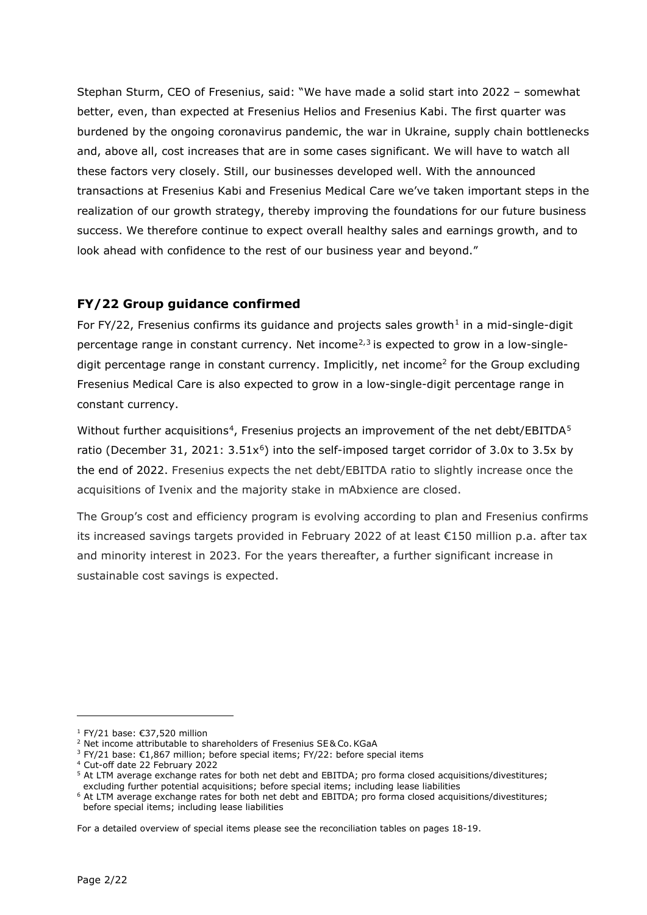Stephan Sturm, CEO of Fresenius, said: "We have made a solid start into 2022 – somewhat better, even, than expected at Fresenius Helios and Fresenius Kabi. The first quarter was burdened by the ongoing coronavirus pandemic, the war in Ukraine, supply chain bottlenecks and, above all, cost increases that are in some cases significant. We will have to watch all these factors very closely. Still, our businesses developed well. With the announced transactions at Fresenius Kabi and Fresenius Medical Care we've taken important steps in the realization of our growth strategy, thereby improving the foundations for our future business success. We therefore continue to expect overall healthy sales and earnings growth, and to look ahead with confidence to the rest of our business year and beyond."

## FY/22 Group guidance confirmed

For FY/22, Fresenius confirms its guidance and projects sales growth[1] in a mid-single-digit percentage range in constant currency. Net income[2,3] is expected to grow in a low-single-digit percentage range in constant currency. Implicitly, net income[2] for the Group excluding Fresenius Medical Care is also expected to grow in a low-single-digit percentage range in constant currency.

Without further acquisitions[4], Fresenius projects an improvement of the net debt/EBITDA[5] ratio (December 31, 2021: 3.51x[6]) into the self-imposed target corridor of 3.0x to 3.5x by the end of 2022. Fresenius expects the net debt/EBITDA ratio to slightly increase once the acquisitions of Ivenix and the majority stake in mAbxience are closed.

The Group's cost and efficiency program is evolving according to plan and Fresenius confirms its increased savings targets provided in February 2022 of at least €150 million p.a. after tax and minority interest in 2023. For the years thereafter, a further significant increase in sustainable cost savings is expected.

---

[1] FY/21 base: €37,520 million

[2] Net income attributable to shareholders of Fresenius SE & Co. KGaA

[3] FY/21 base: €1,867 million; before special items; FY/22: before special items

[4] Cut-off date 22 February 2022

[5] At LTM average exchange rates for both net debt and EBITDA; pro forma closed acquisitions/divestitures; excluding further potential acquisitions; before special items; including lease liabilities

[6] At LTM average exchange rates for both net debt and EBITDA; pro forma closed acquisitions/divestitures; before special items; including lease liabilities

For a detailed overview of special items please see the reconciliation tables on pages 18-19.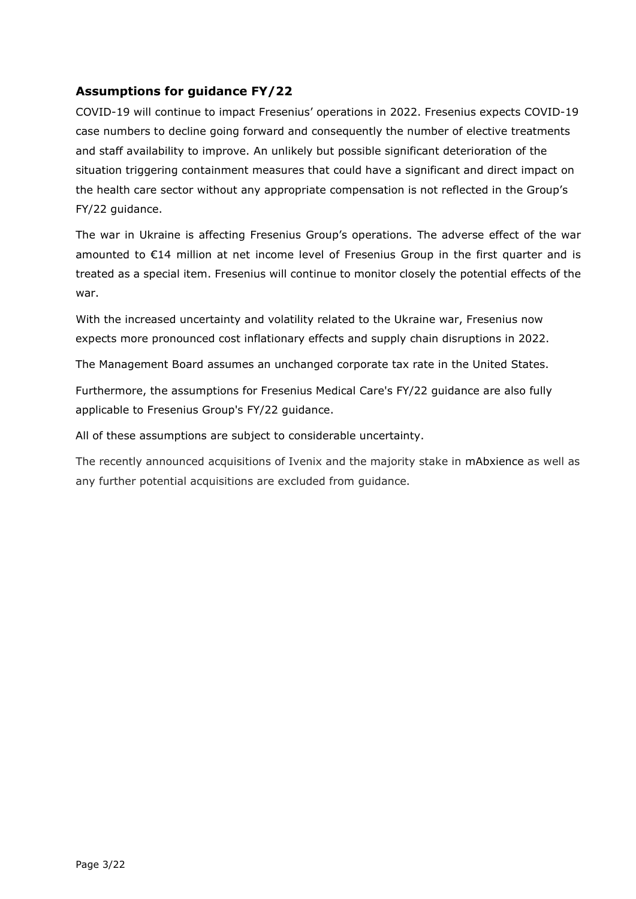## Assumptions for guidance FY/22

COVID-19 will continue to impact Fresenius' operations in 2022. Fresenius expects COVID-19 case numbers to decline going forward and consequently the number of elective treatments and staff availability to improve. An unlikely but possible significant deterioration of the situation triggering containment measures that could have a significant and direct impact on the health care sector without any appropriate compensation is not reflected in the Group's FY/22 guidance.

The war in Ukraine is affecting Fresenius Group's operations. The adverse effect of the war amounted to €14 million at net income level of Fresenius Group in the first quarter and is treated as a special item. Fresenius will continue to monitor closely the potential effects of the war.

With the increased uncertainty and volatility related to the Ukraine war, Fresenius now expects more pronounced cost inflationary effects and supply chain disruptions in 2022.

The Management Board assumes an unchanged corporate tax rate in the United States.

Furthermore, the assumptions for Fresenius Medical Care's FY/22 guidance are also fully applicable to Fresenius Group's FY/22 guidance.

All of these assumptions are subject to considerable uncertainty.

The recently announced acquisitions of Ivenix and the majority stake in mAbxience as well as any further potential acquisitions are excluded from guidance.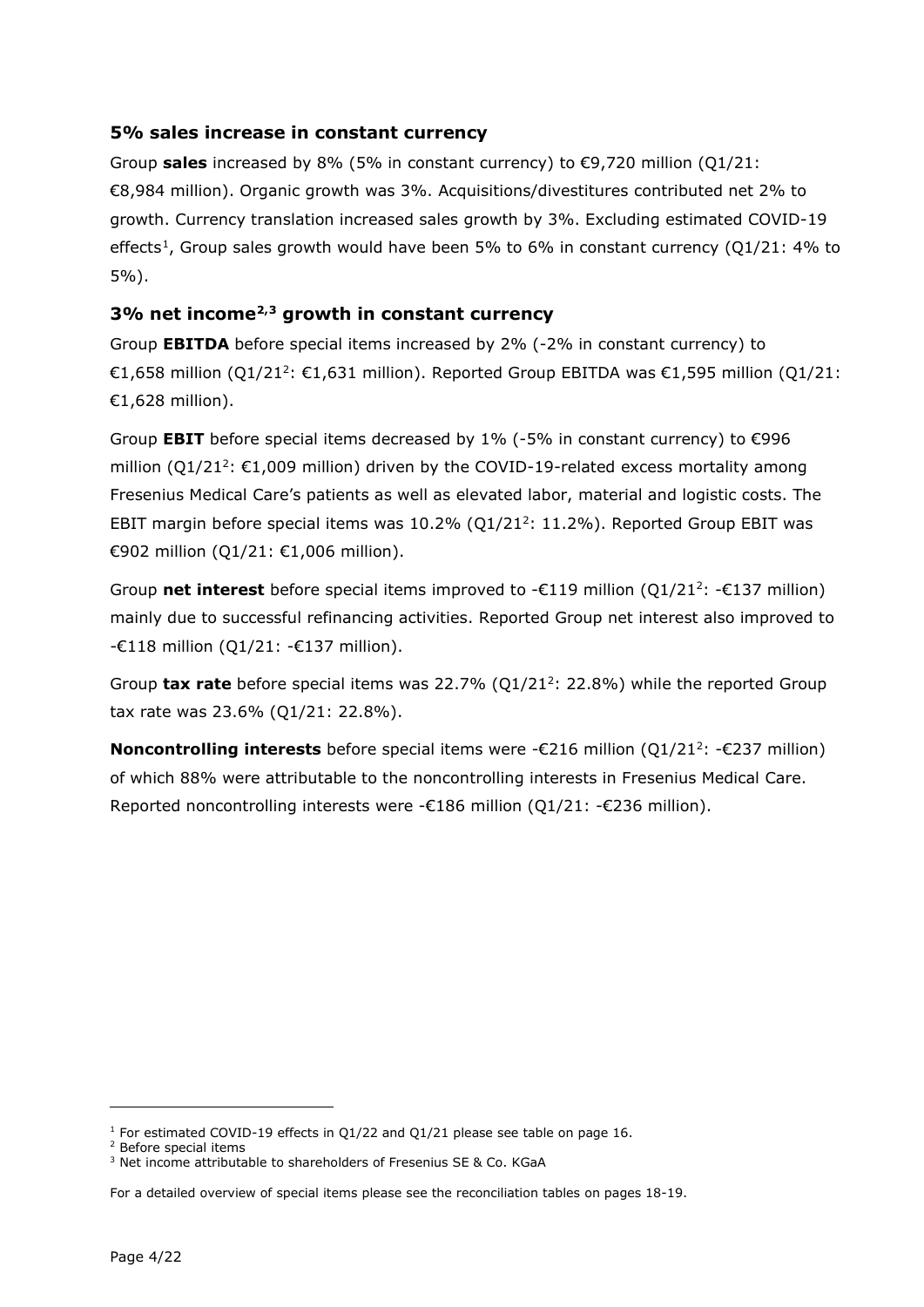## 5% sales increase in constant currency

Group **sales** increased by 8% (5% in constant currency) to €9,720 million (Q1/21: €8,984 million). Organic growth was 3%. Acquisitions/divestitures contributed net 2% to growth. Currency translation increased sales growth by 3%. Excluding estimated COVID-19 effects[1], Group sales growth would have been 5% to 6% in constant currency (Q1/21: 4% to 5%).

## 3% net income[2,3] growth in constant currency

Group **EBITDA** before special items increased by 2% (-2% in constant currency) to €1,658 million (Q1/21[2]: €1,631 million). Reported Group EBITDA was €1,595 million (Q1/21: €1,628 million).

Group **EBIT** before special items decreased by 1% (-5% in constant currency) to €996 million (Q1/21[2]: €1,009 million) driven by the COVID-19-related excess mortality among Fresenius Medical Care's patients as well as elevated labor, material and logistic costs. The EBIT margin before special items was 10.2% (Q1/21[2]: 11.2%). Reported Group EBIT was €902 million (Q1/21: €1,006 million).

Group **net interest** before special items improved to -€119 million (Q1/21[2]: -€137 million) mainly due to successful refinancing activities. Reported Group net interest also improved to -€118 million (Q1/21: -€137 million).

Group **tax rate** before special items was 22.7% (Q1/21[2]: 22.8%) while the reported Group tax rate was 23.6% (Q1/21: 22.8%).

**Noncontrolling interests** before special items were -€216 million (Q1/21[2]: -€237 million) of which 88% were attributable to the noncontrolling interests in Fresenius Medical Care. Reported noncontrolling interests were -€186 million (Q1/21: -€236 million).

---

[1] For estimated COVID-19 effects in Q1/22 and Q1/21 please see table on page 16.
[2] Before special items
[3] Net income attributable to shareholders of Fresenius SE & Co. KGaA

For a detailed overview of special items please see the reconciliation tables on pages 18-19.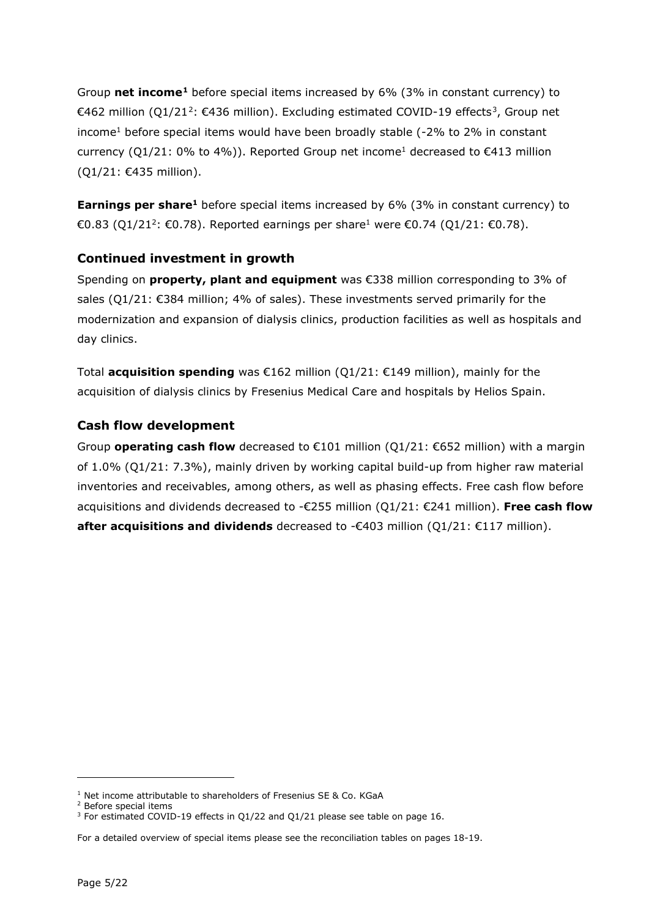Group **net income[1]** before special items increased by 6% (3% in constant currency) to €462 million (Q1/21[2]: €436 million). Excluding estimated COVID-19 effects[3], Group net income[1] before special items would have been broadly stable (-2% to 2% in constant currency (Q1/21: 0% to 4%)). Reported Group net income[1] decreased to €413 million (Q1/21: €435 million).

**Earnings per share[1]** before special items increased by 6% (3% in constant currency) to €0.83 (Q1/21[2]: €0.78). Reported earnings per share[1] were €0.74 (Q1/21: €0.78).

## Continued investment in growth

Spending on **property, plant and equipment** was €338 million corresponding to 3% of sales (Q1/21: €384 million; 4% of sales). These investments served primarily for the modernization and expansion of dialysis clinics, production facilities as well as hospitals and day clinics.

Total **acquisition spending** was €162 million (Q1/21: €149 million), mainly for the acquisition of dialysis clinics by Fresenius Medical Care and hospitals by Helios Spain.

## Cash flow development

Group **operating cash flow** decreased to €101 million (Q1/21: €652 million) with a margin of 1.0% (Q1/21: 7.3%), mainly driven by working capital build-up from higher raw material inventories and receivables, among others, as well as phasing effects. Free cash flow before acquisitions and dividends decreased to -€255 million (Q1/21: €241 million). **Free cash flow after acquisitions and dividends** decreased to -€403 million (Q1/21: €117 million).

---

[1] Net income attributable to shareholders of Fresenius SE & Co. KGaA
[2] Before special items
[3] For estimated COVID-19 effects in Q1/22 and Q1/21 please see table on page 16.

For a detailed overview of special items please see the reconciliation tables on pages 18-19.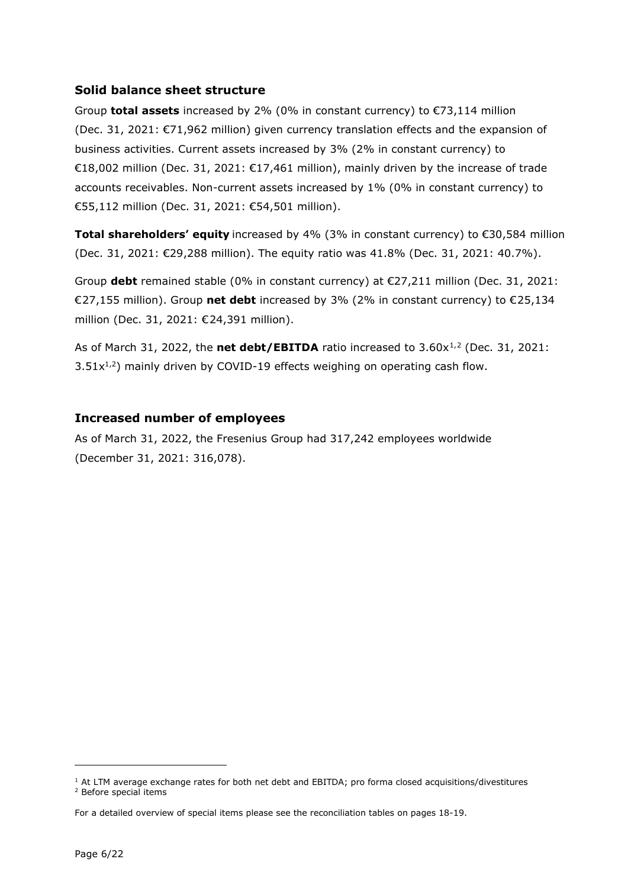## Solid balance sheet structure

Group **total assets** increased by 2% (0% in constant currency) to €73,114 million (Dec. 31, 2021: €71,962 million) given currency translation effects and the expansion of business activities. Current assets increased by 3% (2% in constant currency) to €18,002 million (Dec. 31, 2021: €17,461 million), mainly driven by the increase of trade accounts receivables. Non-current assets increased by 1% (0% in constant currency) to €55,112 million (Dec. 31, 2021: €54,501 million).

**Total shareholders' equity** increased by 4% (3% in constant currency) to €30,584 million (Dec. 31, 2021: €29,288 million). The equity ratio was 41.8% (Dec. 31, 2021: 40.7%).

Group **debt** remained stable (0% in constant currency) at €27,211 million (Dec. 31, 2021: €27,155 million). Group **net debt** increased by 3% (2% in constant currency) to €25,134 million (Dec. 31, 2021: €24,391 million).

As of March 31, 2022, the **net debt/EBITDA** ratio increased to 3.60x[1,2] (Dec. 31, 2021: 3.51x[1,2]) mainly driven by COVID-19 effects weighing on operating cash flow.

## Increased number of employees

As of March 31, 2022, the Fresenius Group had 317,242 employees worldwide (December 31, 2021: 316,078).

---

[1] At LTM average exchange rates for both net debt and EBITDA; pro forma closed acquisitions/divestitures
[2] Before special items

For a detailed overview of special items please see the reconciliation tables on pages 18-19.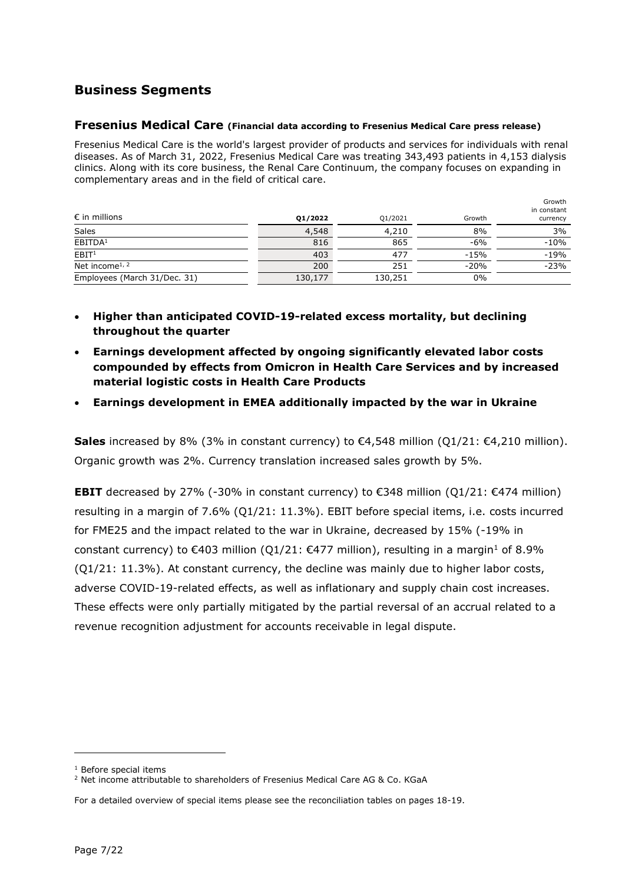## Business Segments

### Fresenius Medical Care (Financial data according to Fresenius Medical Care press release)

Fresenius Medical Care is the world's largest provider of products and services for individuals with renal diseases. As of March 31, 2022, Fresenius Medical Care was treating 343,493 patients in 4,153 dialysis clinics. Along with its core business, the Renal Care Continuum, the company focuses on expanding in complementary areas and in the field of critical care.

| € in millions | Q1/2022 | Q1/2021 | Growth | Growth in constant currency |
|---|---|---|---|---|
| Sales | 4,548 | 4,210 | 8% | 3% |
| EBITDA[1] | 816 | 865 | -6% | -10% |
| EBIT[1] | 403 | 477 | -15% | -19% |
| Net income[1, 2] | 200 | 251 | -20% | -23% |
| Employees (March 31/Dec. 31) | 130,177 | 130,251 | 0% | |

- **Higher than anticipated COVID-19-related excess mortality, but declining throughout the quarter**
- **Earnings development affected by ongoing significantly elevated labor costs compounded by effects from Omicron in Health Care Services and by increased material logistic costs in Health Care Products**
- **Earnings development in EMEA additionally impacted by the war in Ukraine**

**Sales** increased by 8% (3% in constant currency) to €4,548 million (Q1/21: €4,210 million). Organic growth was 2%. Currency translation increased sales growth by 5%.

**EBIT** decreased by 27% (-30% in constant currency) to €348 million (Q1/21: €474 million) resulting in a margin of 7.6% (Q1/21: 11.3%). EBIT before special items, i.e. costs incurred for FME25 and the impact related to the war in Ukraine, decreased by 15% (-19% in constant currency) to €403 million (Q1/21: €477 million), resulting in a margin[1] of 8.9% (Q1/21: 11.3%). At constant currency, the decline was mainly due to higher labor costs, adverse COVID-19-related effects, as well as inflationary and supply chain cost increases. These effects were only partially mitigated by the partial reversal of an accrual related to a revenue recognition adjustment for accounts receivable in legal dispute.

---

[1] Before special items

[2] Net income attributable to shareholders of Fresenius Medical Care AG & Co. KGaA

For a detailed overview of special items please see the reconciliation tables on pages 18-19.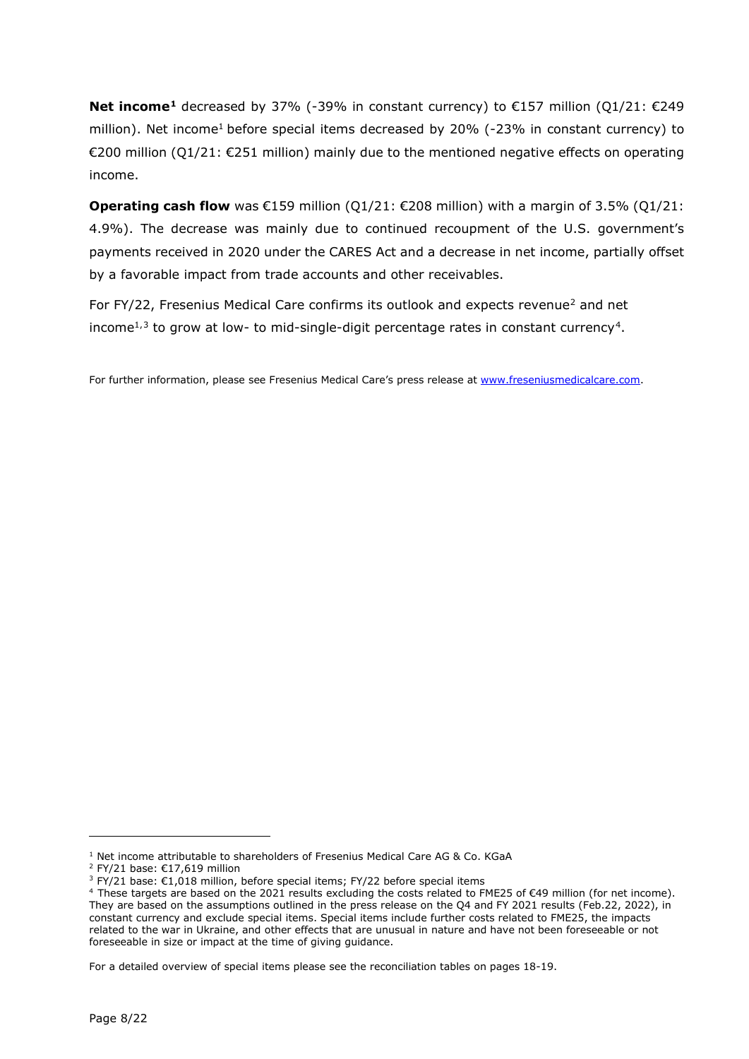**Net income**[1] decreased by 37% (-39% in constant currency) to €157 million (Q1/21: €249 million). Net income[1] before special items decreased by 20% (-23% in constant currency) to €200 million (Q1/21: €251 million) mainly due to the mentioned negative effects on operating income.

**Operating cash flow** was €159 million (Q1/21: €208 million) with a margin of 3.5% (Q1/21: 4.9%). The decrease was mainly due to continued recoupment of the U.S. government's payments received in 2020 under the CARES Act and a decrease in net income, partially offset by a favorable impact from trade accounts and other receivables.

For FY/22, Fresenius Medical Care confirms its outlook and expects revenue[2] and net income[1,3] to grow at low- to mid-single-digit percentage rates in constant currency[4].

For further information, please see Fresenius Medical Care's press release at www.freseniusmedicalcare.com.

---

[1] Net income attributable to shareholders of Fresenius Medical Care AG & Co. KGaA

[2] FY/21 base: €17,619 million

[3] FY/21 base: €1,018 million, before special items; FY/22 before special items

[4] These targets are based on the 2021 results excluding the costs related to FME25 of €49 million (for net income). They are based on the assumptions outlined in the press release on the Q4 and FY 2021 results (Feb.22, 2022), in constant currency and exclude special items. Special items include further costs related to FME25, the impacts related to the war in Ukraine, and other effects that are unusual in nature and have not been foreseeable or not foreseeable in size or impact at the time of giving guidance.

For a detailed overview of special items please see the reconciliation tables on pages 18-19.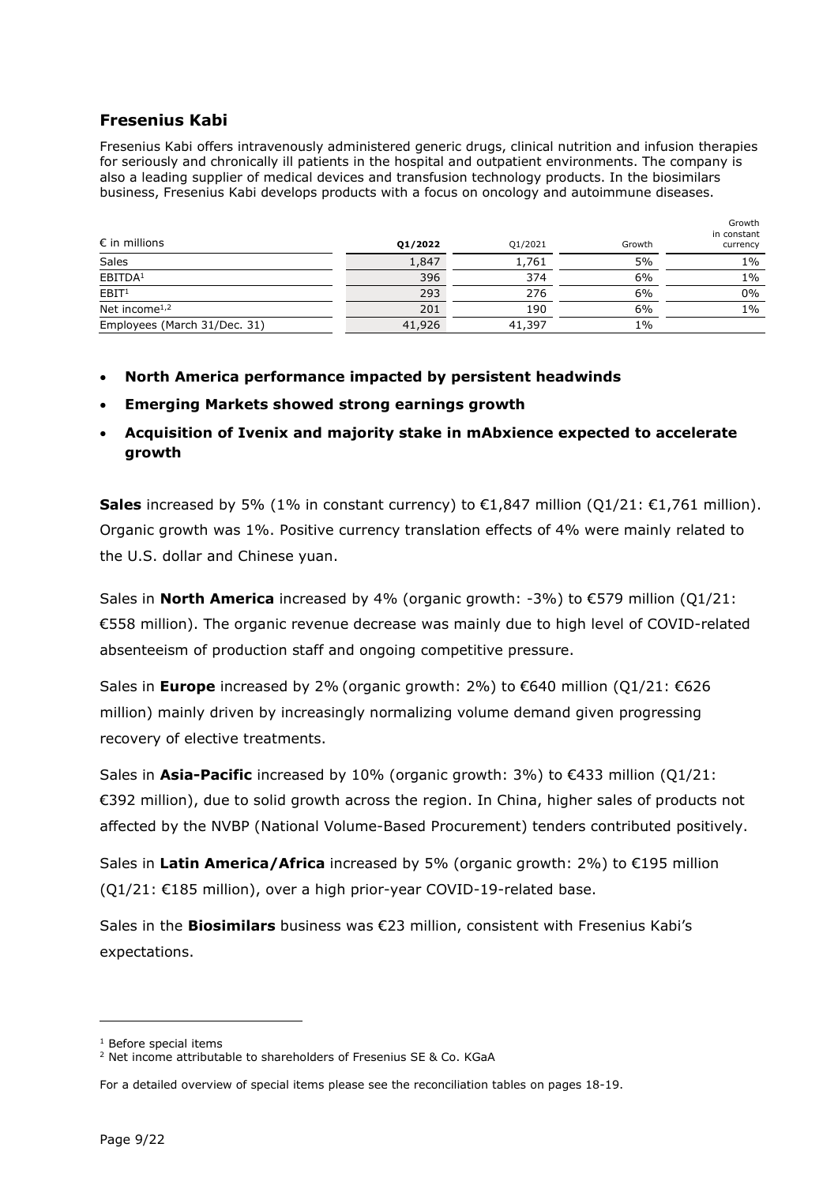## Fresenius Kabi

Fresenius Kabi offers intravenously administered generic drugs, clinical nutrition and infusion therapies for seriously and chronically ill patients in the hospital and outpatient environments. The company is also a leading supplier of medical devices and transfusion technology products. In the biosimilars business, Fresenius Kabi develops products with a focus on oncology and autoimmune diseases.

| € in millions | Q1/2022 | Q1/2021 | Growth | Growth in constant currency |
|---|---|---|---|---|
| Sales | 1,847 | 1,761 | 5% | 1% |
| EBITDA[1] | 396 | 374 | 6% | 1% |
| EBIT[1] | 293 | 276 | 6% | 0% |
| Net income[1,2] | 201 | 190 | 6% | 1% |
| Employees (March 31/Dec. 31) | 41,926 | 41,397 | 1% | |

- **North America performance impacted by persistent headwinds**
- **Emerging Markets showed strong earnings growth**
- **Acquisition of Ivenix and majority stake in mAbxience expected to accelerate growth**

**Sales** increased by 5% (1% in constant currency) to €1,847 million (Q1/21: €1,761 million). Organic growth was 1%. Positive currency translation effects of 4% were mainly related to the U.S. dollar and Chinese yuan.

Sales in **North America** increased by 4% (organic growth: -3%) to €579 million (Q1/21: €558 million). The organic revenue decrease was mainly due to high level of COVID-related absenteeism of production staff and ongoing competitive pressure.

Sales in **Europe** increased by 2% (organic growth: 2%) to €640 million (Q1/21: €626 million) mainly driven by increasingly normalizing volume demand given progressing recovery of elective treatments.

Sales in **Asia-Pacific** increased by 10% (organic growth: 3%) to €433 million (Q1/21: €392 million), due to solid growth across the region. In China, higher sales of products not affected by the NVBP (National Volume-Based Procurement) tenders contributed positively.

Sales in **Latin America/Africa** increased by 5% (organic growth: 2%) to €195 million (Q1/21: €185 million), over a high prior-year COVID-19-related base.

Sales in the **Biosimilars** business was €23 million, consistent with Fresenius Kabi's expectations.

---

[1] Before special items
[2] Net income attributable to shareholders of Fresenius SE & Co. KGaA

For a detailed overview of special items please see the reconciliation tables on pages 18-19.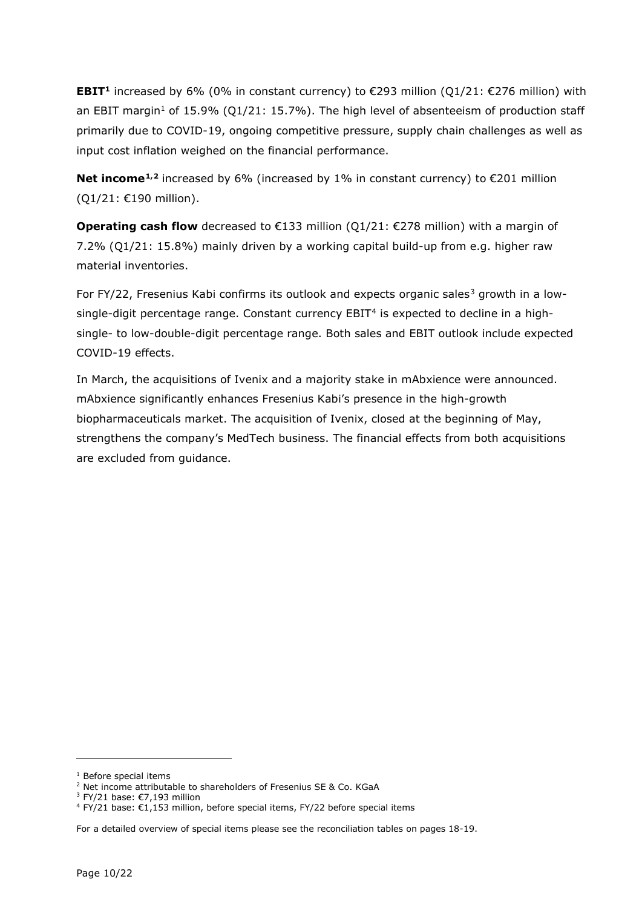**EBIT**[1] increased by 6% (0% in constant currency) to €293 million (Q1/21: €276 million) with an EBIT margin[1] of 15.9% (Q1/21: 15.7%). The high level of absenteeism of production staff primarily due to COVID-19, ongoing competitive pressure, supply chain challenges as well as input cost inflation weighed on the financial performance.

**Net income**[1,2] increased by 6% (increased by 1% in constant currency) to €201 million (Q1/21: €190 million).

**Operating cash flow** decreased to €133 million (Q1/21: €278 million) with a margin of 7.2% (Q1/21: 15.8%) mainly driven by a working capital build-up from e.g. higher raw material inventories.

For FY/22, Fresenius Kabi confirms its outlook and expects organic sales[3] growth in a low-single-digit percentage range. Constant currency EBIT[4] is expected to decline in a high-single- to low-double-digit percentage range. Both sales and EBIT outlook include expected COVID-19 effects.

In March, the acquisitions of Ivenix and a majority stake in mAbxience were announced. mAbxience significantly enhances Fresenius Kabi's presence in the high-growth biopharmaceuticals market. The acquisition of Ivenix, closed at the beginning of May, strengthens the company's MedTech business. The financial effects from both acquisitions are excluded from guidance.

---

[1] Before special items
[2] Net income attributable to shareholders of Fresenius SE & Co. KGaA
[3] FY/21 base: €7,193 million
[4] FY/21 base: €1,153 million, before special items, FY/22 before special items

For a detailed overview of special items please see the reconciliation tables on pages 18-19.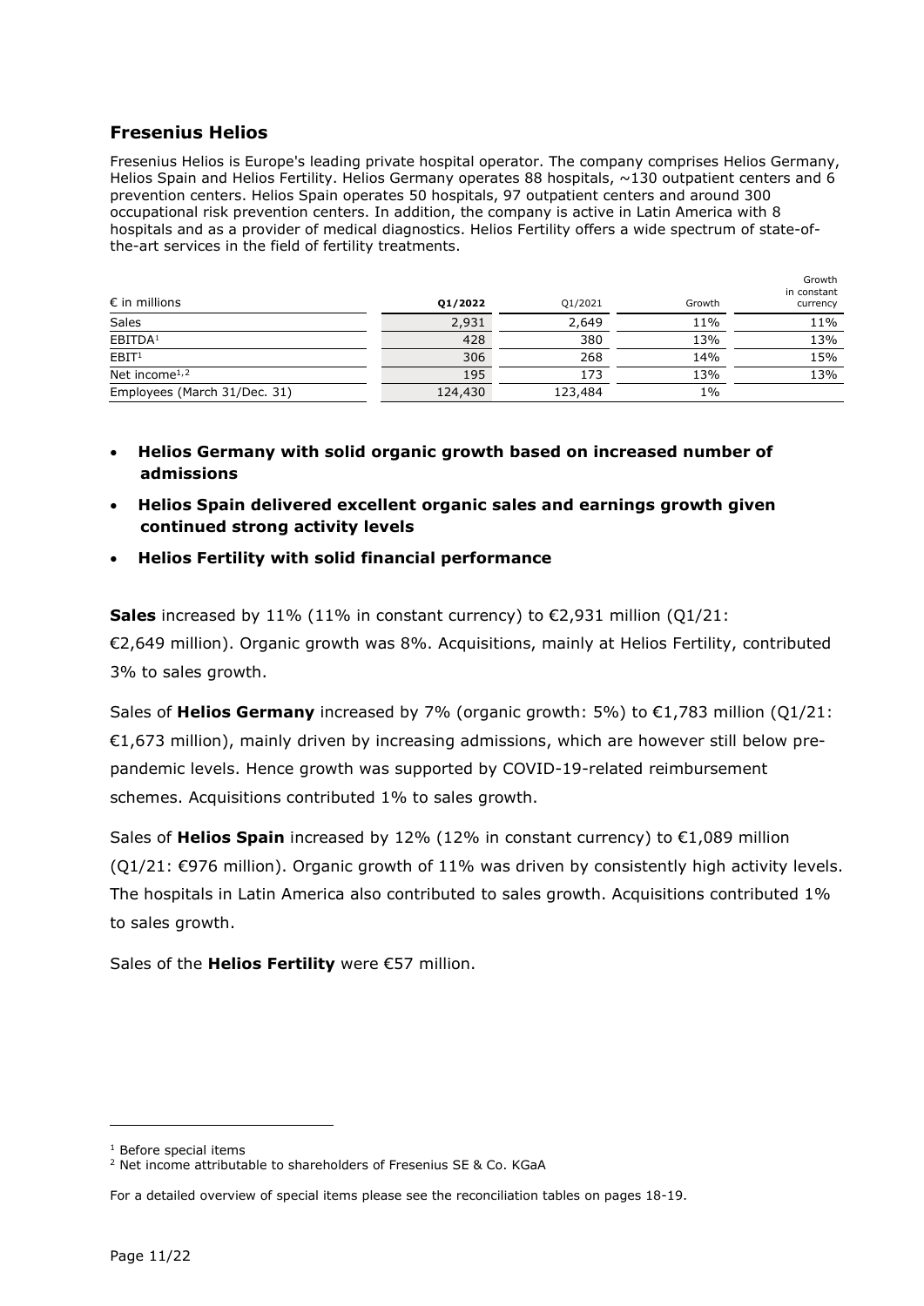## Fresenius Helios

Fresenius Helios is Europe's leading private hospital operator. The company comprises Helios Germany, Helios Spain and Helios Fertility. Helios Germany operates 88 hospitals, ~130 outpatient centers and 6 prevention centers. Helios Spain operates 50 hospitals, 97 outpatient centers and around 300 occupational risk prevention centers. In addition, the company is active in Latin America with 8 hospitals and as a provider of medical diagnostics. Helios Fertility offers a wide spectrum of state-of-the-art services in the field of fertility treatments.

| € in millions | Q1/2022 | Q1/2021 | Growth | Growth in constant currency |
|---|---|---|---|---|
| Sales | 2,931 | 2,649 | 11% | 11% |
| EBITDA[1] | 428 | 380 | 13% | 13% |
| EBIT[1] | 306 | 268 | 14% | 15% |
| Net income[1,2] | 195 | 173 | 13% | 13% |
| Employees (March 31/Dec. 31) | 124,430 | 123,484 | 1% | |

- **Helios Germany with solid organic growth based on increased number of admissions**
- **Helios Spain delivered excellent organic sales and earnings growth given continued strong activity levels**
- **Helios Fertility with solid financial performance**

**Sales** increased by 11% (11% in constant currency) to €2,931 million (Q1/21: €2,649 million). Organic growth was 8%. Acquisitions, mainly at Helios Fertility, contributed 3% to sales growth.

Sales of **Helios Germany** increased by 7% (organic growth: 5%) to €1,783 million (Q1/21: €1,673 million), mainly driven by increasing admissions, which are however still below pre-pandemic levels. Hence growth was supported by COVID-19-related reimbursement schemes. Acquisitions contributed 1% to sales growth.

Sales of **Helios Spain** increased by 12% (12% in constant currency) to €1,089 million (Q1/21: €976 million). Organic growth of 11% was driven by consistently high activity levels. The hospitals in Latin America also contributed to sales growth. Acquisitions contributed 1% to sales growth.

Sales of the **Helios Fertility** were €57 million.

---

[1] Before special items

[2] Net income attributable to shareholders of Fresenius SE & Co. KGaA

For a detailed overview of special items please see the reconciliation tables on pages 18-19.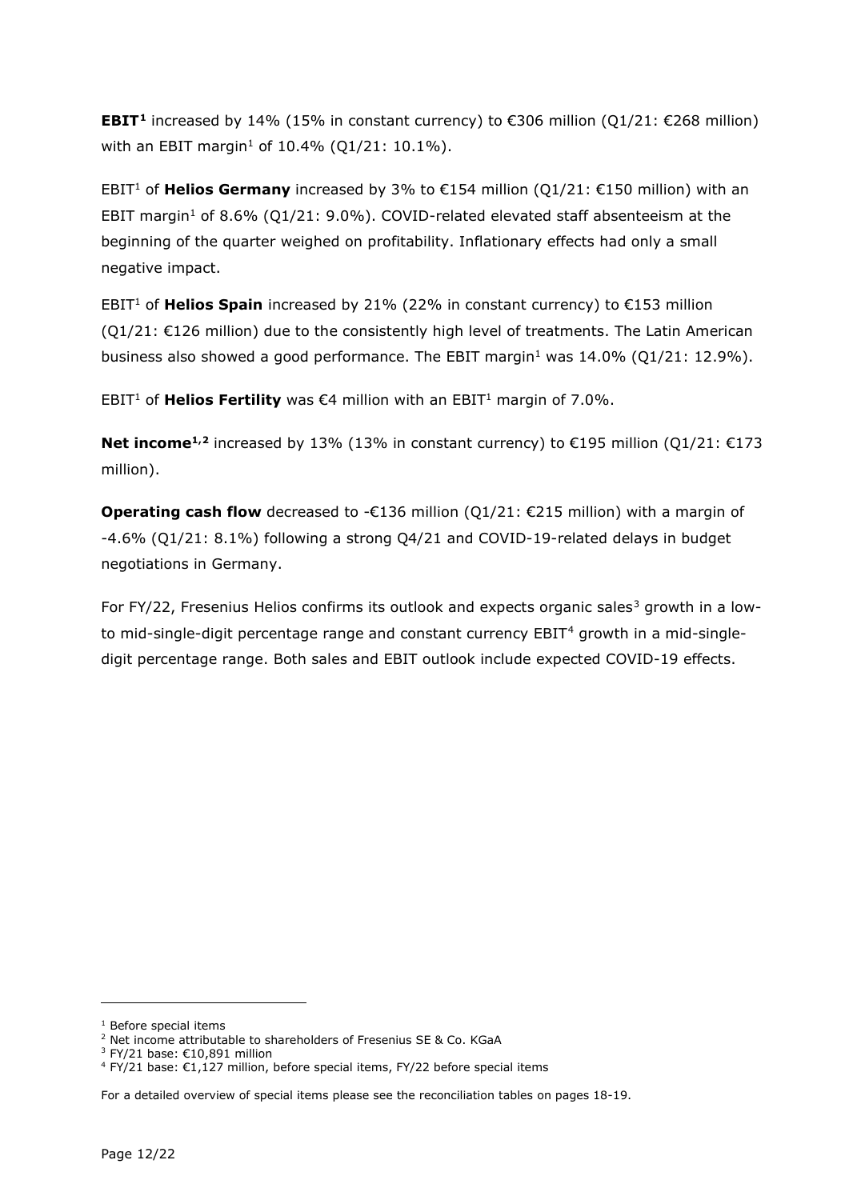**EBIT[1]** increased by 14% (15% in constant currency) to €306 million (Q1/21: €268 million) with an EBIT margin[1] of 10.4% (Q1/21: 10.1%).

EBIT[1] of **Helios Germany** increased by 3% to €154 million (Q1/21: €150 million) with an EBIT margin[1] of 8.6% (Q1/21: 9.0%). COVID-related elevated staff absenteeism at the beginning of the quarter weighed on profitability. Inflationary effects had only a small negative impact.

EBIT[1] of **Helios Spain** increased by 21% (22% in constant currency) to €153 million (Q1/21: €126 million) due to the consistently high level of treatments. The Latin American business also showed a good performance. The EBIT margin[1] was 14.0% (Q1/21: 12.9%).

EBIT[1] of **Helios Fertility** was €4 million with an EBIT[1] margin of 7.0%.

**Net income[1,2]** increased by 13% (13% in constant currency) to €195 million (Q1/21: €173 million).

**Operating cash flow** decreased to -€136 million (Q1/21: €215 million) with a margin of -4.6% (Q1/21: 8.1%) following a strong Q4/21 and COVID-19-related delays in budget negotiations in Germany.

For FY/22, Fresenius Helios confirms its outlook and expects organic sales[3] growth in a low- to mid-single-digit percentage range and constant currency EBIT[4] growth in a mid-single-digit percentage range. Both sales and EBIT outlook include expected COVID-19 effects.

---

[1] Before special items
[2] Net income attributable to shareholders of Fresenius SE & Co. KGaA
[3] FY/21 base: €10,891 million
[4] FY/21 base: €1,127 million, before special items, FY/22 before special items

For a detailed overview of special items please see the reconciliation tables on pages 18-19.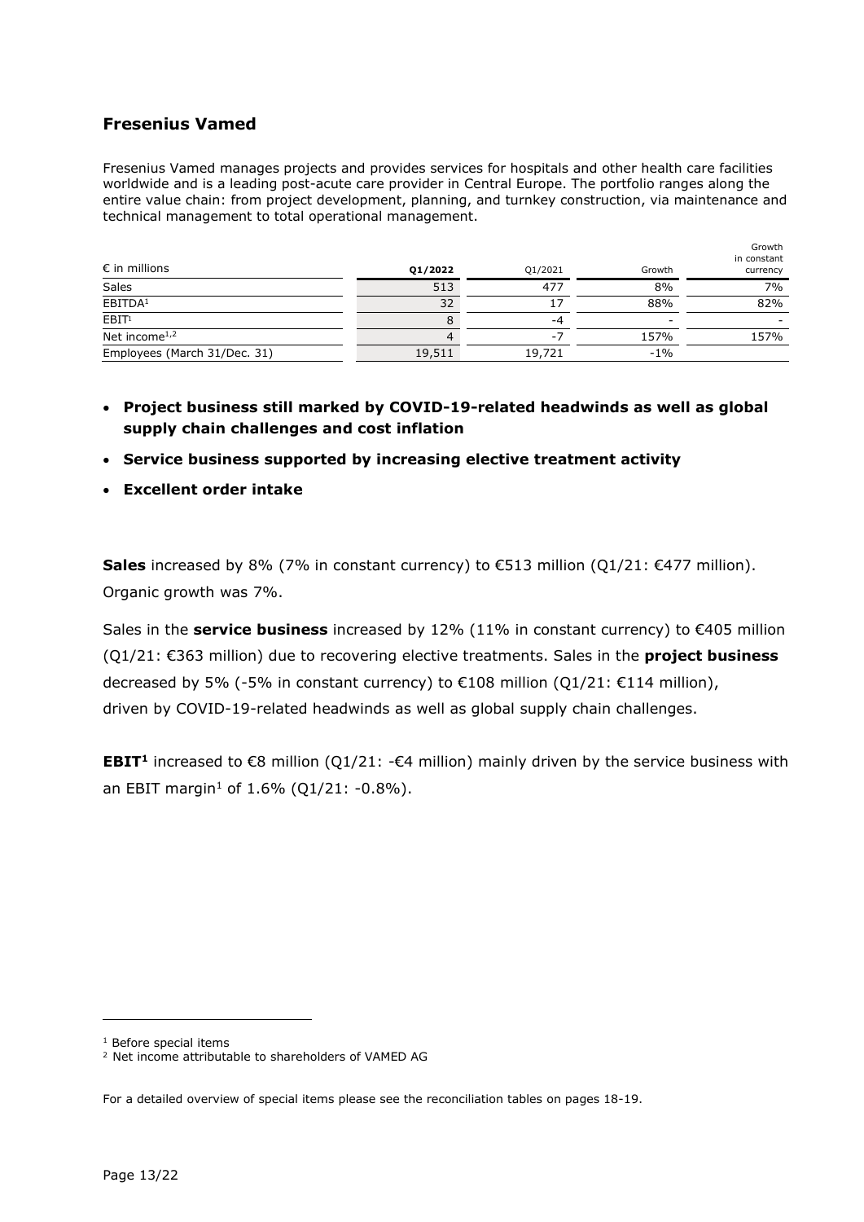## Fresenius Vamed

Fresenius Vamed manages projects and provides services for hospitals and other health care facilities worldwide and is a leading post-acute care provider in Central Europe. The portfolio ranges along the entire value chain: from project development, planning, and turnkey construction, via maintenance and technical management to total operational management.

| € in millions | Q1/2022 | Q1/2021 | Growth | Growth in constant currency |
|---|---|---|---|---|
| Sales | 513 | 477 | 8% | 7% |
| EBITDA[1] | 32 | 17 | 88% | 82% |
| EBIT[1] | 8 | -4 | - | - |
| Net income[1,2] | 4 | -7 | 157% | 157% |
| Employees (March 31/Dec. 31) | 19,511 | 19,721 | -1% | |

- **Project business still marked by COVID-19-related headwinds as well as global supply chain challenges and cost inflation**
- **Service business supported by increasing elective treatment activity**
- **Excellent order intake**

**Sales** increased by 8% (7% in constant currency) to €513 million (Q1/21: €477 million). Organic growth was 7%.

Sales in the **service business** increased by 12% (11% in constant currency) to €405 million (Q1/21: €363 million) due to recovering elective treatments. Sales in the **project business** decreased by 5% (-5% in constant currency) to €108 million (Q1/21: €114 million), driven by COVID-19-related headwinds as well as global supply chain challenges.

**EBIT[1]** increased to €8 million (Q1/21: -€4 million) mainly driven by the service business with an EBIT margin[1] of 1.6% (Q1/21: -0.8%).

[1] Before special items
[2] Net income attributable to shareholders of VAMED AG

For a detailed overview of special items please see the reconciliation tables on pages 18-19.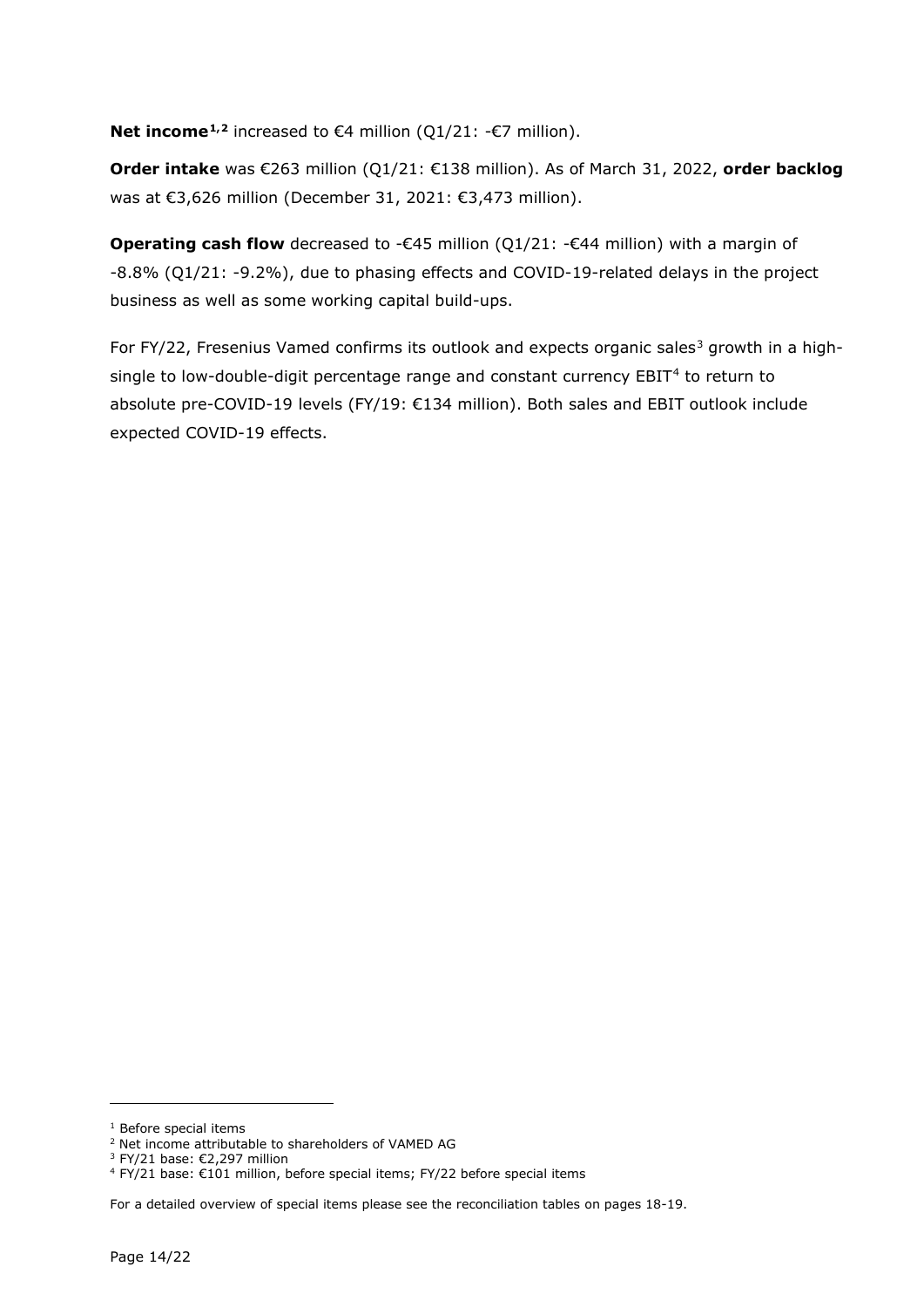**Net income**[1,2] increased to €4 million (Q1/21: -€7 million).

**Order intake** was €263 million (Q1/21: €138 million). As of March 31, 2022, **order backlog** was at €3,626 million (December 31, 2021: €3,473 million).

**Operating cash flow** decreased to -€45 million (Q1/21: -€44 million) with a margin of -8.8% (Q1/21: -9.2%), due to phasing effects and COVID-19-related delays in the project business as well as some working capital build-ups.

For FY/22, Fresenius Vamed confirms its outlook and expects organic sales[3] growth in a high-single to low-double-digit percentage range and constant currency EBIT[4] to return to absolute pre-COVID-19 levels (FY/19: €134 million). Both sales and EBIT outlook include expected COVID-19 effects.

---

[1] Before special items
[2] Net income attributable to shareholders of VAMED AG
[3] FY/21 base: €2,297 million
[4] FY/21 base: €101 million, before special items; FY/22 before special items

For a detailed overview of special items please see the reconciliation tables on pages 18-19.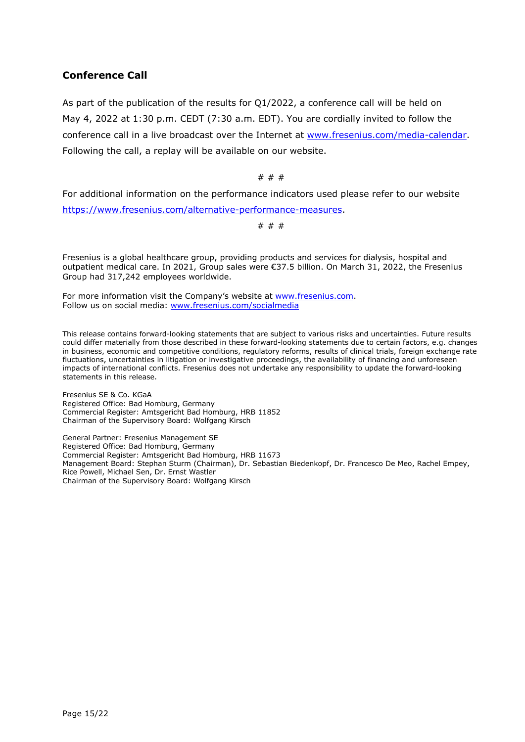## Conference Call

As part of the publication of the results for Q1/2022, a conference call will be held on May 4, 2022 at 1:30 p.m. CEDT (7:30 a.m. EDT). You are cordially invited to follow the conference call in a live broadcast over the Internet at www.fresenius.com/media-calendar. Following the call, a replay will be available on our website.

# # #

For additional information on the performance indicators used please refer to our website https://www.fresenius.com/alternative-performance-measures.

# # #

Fresenius is a global healthcare group, providing products and services for dialysis, hospital and outpatient medical care. In 2021, Group sales were €37.5 billion. On March 31, 2022, the Fresenius Group had 317,242 employees worldwide.

For more information visit the Company's website at www.fresenius.com.
Follow us on social media: www.fresenius.com/socialmedia

This release contains forward-looking statements that are subject to various risks and uncertainties. Future results could differ materially from those described in these forward-looking statements due to certain factors, e.g. changes in business, economic and competitive conditions, regulatory reforms, results of clinical trials, foreign exchange rate fluctuations, uncertainties in litigation or investigative proceedings, the availability of financing and unforeseen impacts of international conflicts. Fresenius does not undertake any responsibility to update the forward-looking statements in this release.

Fresenius SE & Co. KGaA
Registered Office: Bad Homburg, Germany
Commercial Register: Amtsgericht Bad Homburg, HRB 11852
Chairman of the Supervisory Board: Wolfgang Kirsch

General Partner: Fresenius Management SE
Registered Office: Bad Homburg, Germany
Commercial Register: Amtsgericht Bad Homburg, HRB 11673
Management Board: Stephan Sturm (Chairman), Dr. Sebastian Biedenkopf, Dr. Francesco De Meo, Rachel Empey, Rice Powell, Michael Sen, Dr. Ernst Wastler
Chairman of the Supervisory Board: Wolfgang Kirsch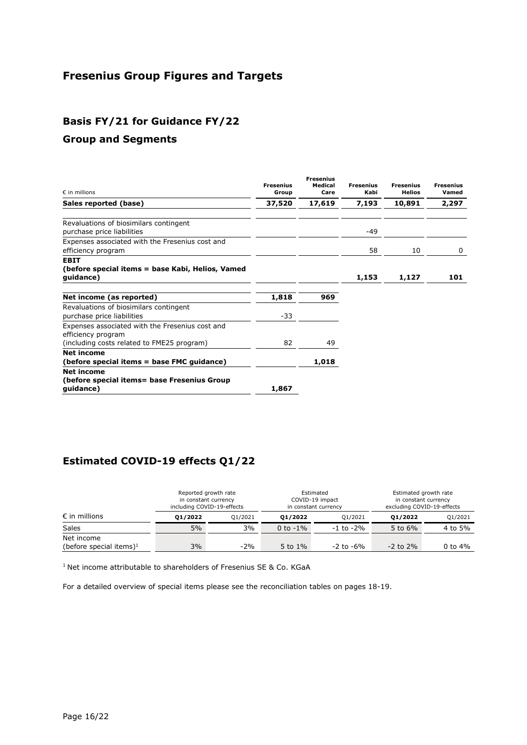# Fresenius Group Figures and Targets

## Basis FY/21 for Guidance FY/22

## Group and Segments

| € in millions | Fresenius Group | Fresenius Medical Care | Fresenius Kabi | Fresenius Helios | Fresenius Vamed |
|---|---|---|---|---|---|
| **Sales reported (base)** | **37,520** | **17,619** | **7,193** | **10,891** | **2,297** |
| Revaluations of biosimilars contingent purchase price liabilities | | | -49 | | |
| Expenses associated with the Fresenius cost and efficiency program | | | 58 | 10 | 0 |
| **EBIT (before special items = base Kabi, Helios, Vamed guidance)** | | | **1,153** | **1,127** | **101** |
| **Net income (as reported)** | **1,818** | **969** | | | |
| Revaluations of biosimilars contingent purchase price liabilities | -33 | | | | |
| Expenses associated with the Fresenius cost and efficiency program (including costs related to FME25 program) | 82 | 49 | | | |
| **Net income (before special items = base FMC guidance)** | | **1,018** | | | |
| **Net income (before special items= base Fresenius Group guidance)** | **1,867** | | | | |

## Estimated COVID-19 effects Q1/22

| € in millions | Reported growth rate in constant currency including COVID-19-effects | | Estimated COVID-19 impact in constant currency | | Estimated growth rate in constant currency excluding COVID-19-effects | |
|---|---|---|---|---|---|---|
| | **Q1/2022** | Q1/2021 | **Q1/2022** | Q1/2021 | **Q1/2022** | Q1/2021 |
| Sales | 5% | 3% | 0 to -1% | -1 to -2% | 5 to 6% | 4 to 5% |
| Net income (before special items)[1] | 3% | -2% | 5 to 1% | -2 to -6% | -2 to 2% | 0 to 4% |

[1] Net income attributable to shareholders of Fresenius SE & Co. KGaA

For a detailed overview of special items please see the reconciliation tables on pages 18-19.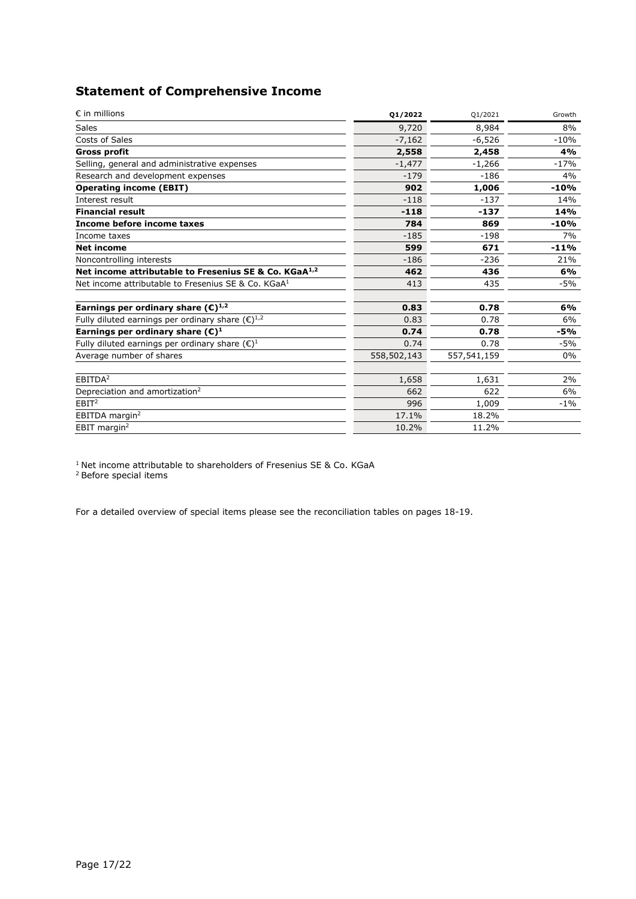## Statement of Comprehensive Income

| € in millions | Q1/2022 | Q1/2021 | Growth |
|---|---|---|---|
| Sales | 9,720 | 8,984 | 8% |
| Costs of Sales | -7,162 | -6,526 | -10% |
| **Gross profit** | **2,558** | **2,458** | **4%** |
| Selling, general and administrative expenses | -1,477 | -1,266 | -17% |
| Research and development expenses | -179 | -186 | 4% |
| **Operating income (EBIT)** | **902** | **1,006** | **-10%** |
| Interest result | -118 | -137 | 14% |
| **Financial result** | **-118** | **-137** | **14%** |
| **Income before income taxes** | **784** | **869** | **-10%** |
| Income taxes | -185 | -198 | 7% |
| **Net income** | **599** | **671** | **-11%** |
| Noncontrolling interests | -186 | -236 | 21% |
| **Net income attributable to Fresenius SE & Co. KGaA[1,2]** | **462** | **436** | **6%** |
| Net income attributable to Fresenius SE & Co. KGaA[1] | 413 | 435 | -5% |
| | | | |
| **Earnings per ordinary share (€)[1,2]** | **0.83** | **0.78** | **6%** |
| Fully diluted earnings per ordinary share (€)[1,2] | 0.83 | 0.78 | 6% |
| **Earnings per ordinary share (€)[1]** | **0.74** | **0.78** | **-5%** |
| Fully diluted earnings per ordinary share (€)[1] | 0.74 | 0.78 | -5% |
| Average number of shares | 558,502,143 | 557,541,159 | 0% |
| | | | |
| EBITDA[2] | 1,658 | 1,631 | 2% |
| Depreciation and amortization[2] | 662 | 622 | 6% |
| EBIT[2] | 996 | 1,009 | -1% |
| EBITDA margin[2] | 17.1% | 18.2% | |
| EBIT margin[2] | 10.2% | 11.2% | |

[1] Net income attributable to shareholders of Fresenius SE & Co. KGaA
[2] Before special items

For a detailed overview of special items please see the reconciliation tables on pages 18-19.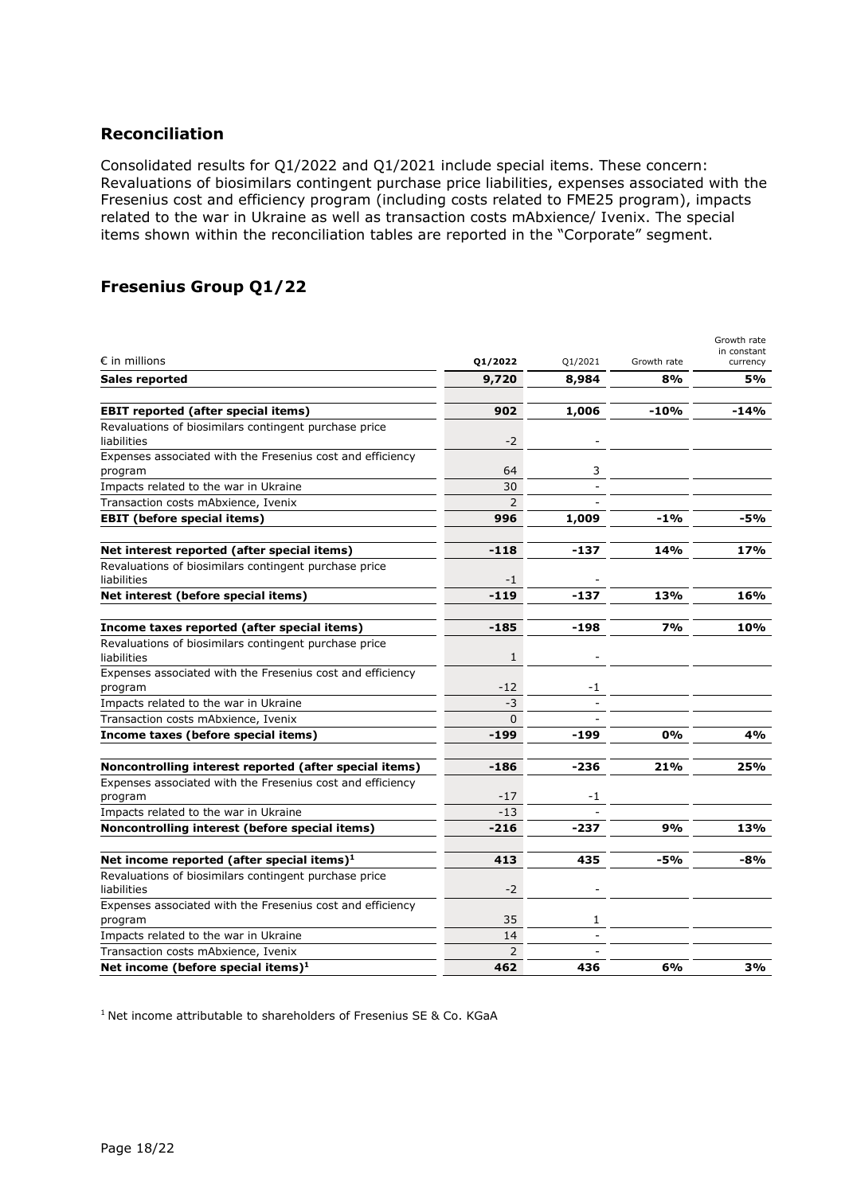## Reconciliation

Consolidated results for Q1/2022 and Q1/2021 include special items. These concern: Revaluations of biosimilars contingent purchase price liabilities, expenses associated with the Fresenius cost and efficiency program (including costs related to FME25 program), impacts related to the war in Ukraine as well as transaction costs mAbxience/ Ivenix. The special items shown within the reconciliation tables are reported in the "Corporate" segment.

## Fresenius Group Q1/22

| € in millions | Q1/2022 | Q1/2021 | Growth rate | Growth rate in constant currency |
|---|---|---|---|---|
| **Sales reported** | **9,720** | **8,984** | **8%** | **5%** |
| | | | | |
| **EBIT reported (after special items)** | **902** | **1,006** | **-10%** | **-14%** |
| Revaluations of biosimilars contingent purchase price liabilities | -2 | - | | |
| Expenses associated with the Fresenius cost and efficiency program | 64 | 3 | | |
| Impacts related to the war in Ukraine | 30 | - | | |
| Transaction costs mAbxience, Ivenix | 2 | - | | |
| **EBIT (before special items)** | **996** | **1,009** | **-1%** | **-5%** |
| | | | | |
| **Net interest reported (after special items)** | **-118** | **-137** | **14%** | **17%** |
| Revaluations of biosimilars contingent purchase price liabilities | -1 | - | | |
| **Net interest (before special items)** | **-119** | **-137** | **13%** | **16%** |
| | | | | |
| **Income taxes reported (after special items)** | **-185** | **-198** | **7%** | **10%** |
| Revaluations of biosimilars contingent purchase price liabilities | 1 | - | | |
| Expenses associated with the Fresenius cost and efficiency program | -12 | -1 | | |
| Impacts related to the war in Ukraine | -3 | - | | |
| Transaction costs mAbxience, Ivenix | 0 | - | | |
| **Income taxes (before special items)** | **-199** | **-199** | **0%** | **4%** |
| | | | | |
| **Noncontrolling interest reported (after special items)** | **-186** | **-236** | **21%** | **25%** |
| Expenses associated with the Fresenius cost and efficiency program | -17 | -1 | | |
| Impacts related to the war in Ukraine | -13 | - | | |
| **Noncontrolling interest (before special items)** | **-216** | **-237** | **9%** | **13%** |
| | | | | |
| **Net income reported (after special items)[1]** | **413** | **435** | **-5%** | **-8%** |
| Revaluations of biosimilars contingent purchase price liabilities | -2 | - | | |
| Expenses associated with the Fresenius cost and efficiency program | 35 | 1 | | |
| Impacts related to the war in Ukraine | 14 | - | | |
| Transaction costs mAbxience, Ivenix | 2 | - | | |
| **Net income (before special items)[1]** | **462** | **436** | **6%** | **3%** |

[1] Net income attributable to shareholders of Fresenius SE & Co. KGaA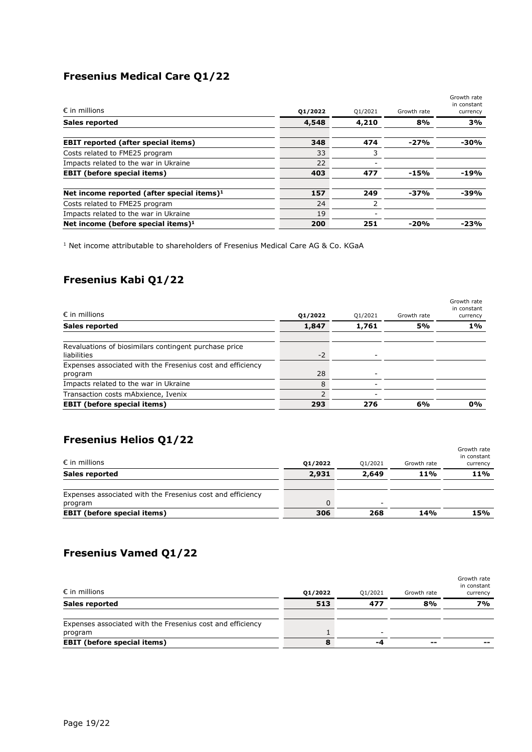## Fresenius Medical Care Q1/22

| € in millions | Q1/2022 | Q1/2021 | Growth rate | Growth rate in constant currency |
|---|---|---|---|---|
| **Sales reported** | **4,548** | **4,210** | **8%** | **3%** |
| | | | | |
| **EBIT reported (after special items)** | **348** | **474** | **-27%** | **-30%** |
| Costs related to FME25 program | 33 | 3 | | |
| Impacts related to the war in Ukraine | 22 | - | | |
| **EBIT (before special items)** | **403** | **477** | **-15%** | **-19%** |
| | | | | |
| **Net income reported (after special items)[1]** | **157** | **249** | **-37%** | **-39%** |
| Costs related to FME25 program | 24 | 2 | | |
| Impacts related to the war in Ukraine | 19 | - | | |
| **Net income (before special items)[1]** | **200** | **251** | **-20%** | **-23%** |

[1] Net income attributable to shareholders of Fresenius Medical Care AG & Co. KGaA

## Fresenius Kabi Q1/22

| € in millions | Q1/2022 | Q1/2021 | Growth rate | Growth rate in constant currency |
|---|---|---|---|---|
| **Sales reported** | **1,847** | **1,761** | **5%** | **1%** |
| | | | | |
| Revaluations of biosimilars contingent purchase price liabilities | -2 | - | | |
| Expenses associated with the Fresenius cost and efficiency program | 28 | - | | |
| Impacts related to the war in Ukraine | 8 | - | | |
| Transaction costs mAbxience, Ivenix | 2 | - | | |
| **EBIT (before special items)** | **293** | **276** | **6%** | **0%** |

## Fresenius Helios Q1/22

| € in millions | Q1/2022 | Q1/2021 | Growth rate | Growth rate in constant currency |
|---|---|---|---|---|
| **Sales reported** | **2,931** | **2,649** | **11%** | **11%** |
| | | | | |
| Expenses associated with the Fresenius cost and efficiency program | 0 | - | | |
| **EBIT (before special items)** | **306** | **268** | **14%** | **15%** |

## Fresenius Vamed Q1/22

| € in millions | Q1/2022 | Q1/2021 | Growth rate | Growth rate in constant currency |
|---|---|---|---|---|
| **Sales reported** | **513** | **477** | **8%** | **7%** |
| | | | | |
| Expenses associated with the Fresenius cost and efficiency program | 1 | - | | |
| **EBIT (before special items)** | **8** | **-4** | **--** | **--** |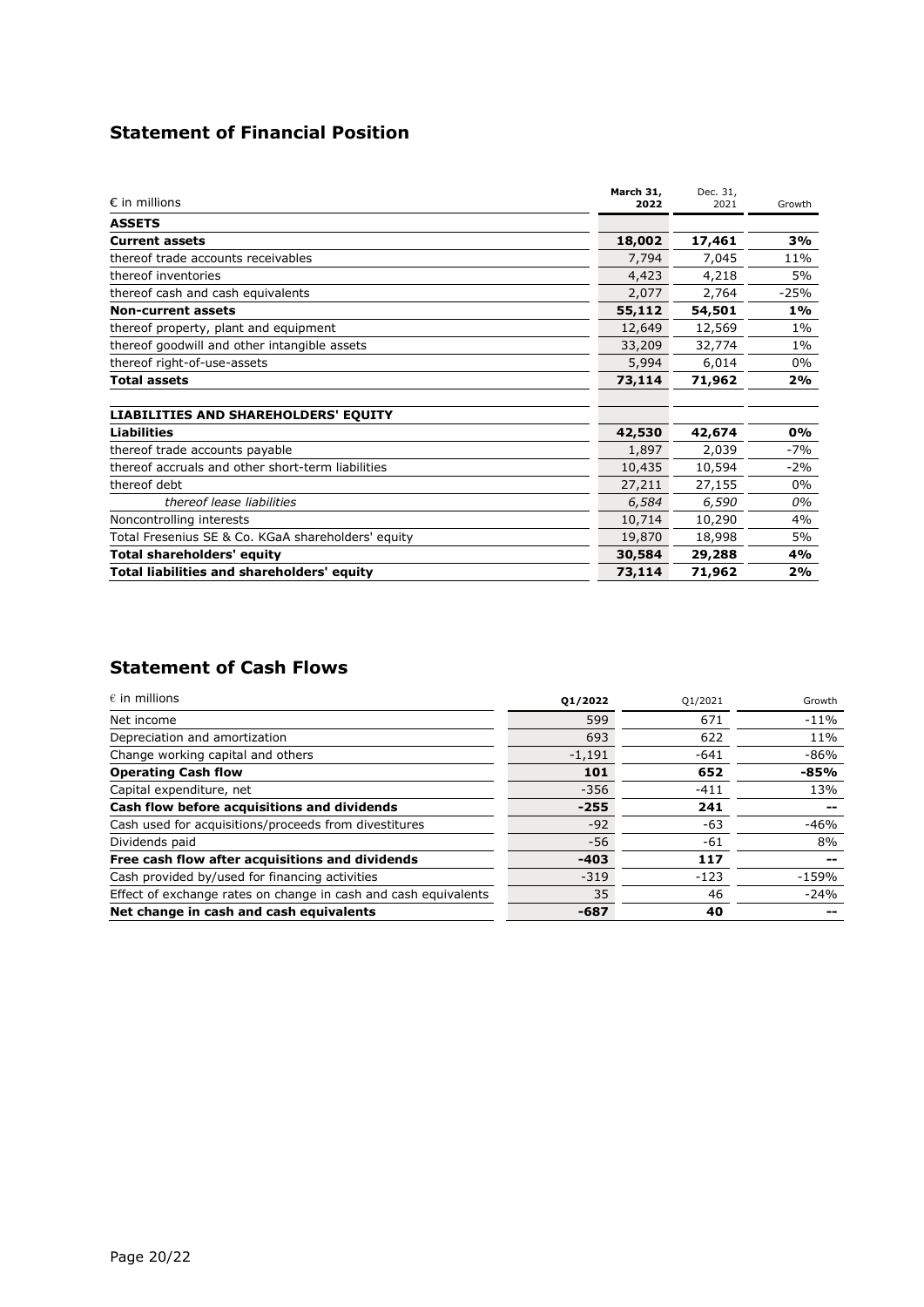## Statement of Financial Position

| € in millions | March 31, 2022 | Dec. 31, 2021 | Growth |
|---|---|---|---|
| **ASSETS** | | | |
| **Current assets** | **18,002** | **17,461** | **3%** |
| thereof trade accounts receivables | 7,794 | 7,045 | 11% |
| thereof inventories | 4,423 | 4,218 | 5% |
| thereof cash and cash equivalents | 2,077 | 2,764 | -25% |
| **Non-current assets** | **55,112** | **54,501** | **1%** |
| thereof property, plant and equipment | 12,649 | 12,569 | 1% |
| thereof goodwill and other intangible assets | 33,209 | 32,774 | 1% |
| thereof right-of-use-assets | 5,994 | 6,014 | 0% |
| **Total assets** | **73,114** | **71,962** | **2%** |
| | | | |
| **LIABILITIES AND SHAREHOLDERS' EQUITY** | | | |
| **Liabilities** | **42,530** | **42,674** | **0%** |
| thereof trade accounts payable | 1,897 | 2,039 | -7% |
| thereof accruals and other short-term liabilities | 10,435 | 10,594 | -2% |
| thereof debt | 27,211 | 27,155 | 0% |
| *thereof lease liabilities* | *6,584* | *6,590* | *0%* |
| Noncontrolling interests | 10,714 | 10,290 | 4% |
| Total Fresenius SE & Co. KGaA shareholders' equity | 19,870 | 18,998 | 5% |
| **Total shareholders' equity** | **30,584** | **29,288** | **4%** |
| **Total liabilities and shareholders' equity** | **73,114** | **71,962** | **2%** |

## Statement of Cash Flows

| € in millions | Q1/2022 | Q1/2021 | Growth |
|---|---|---|---|
| Net income | 599 | 671 | -11% |
| Depreciation and amortization | 693 | 622 | 11% |
| Change working capital and others | -1,191 | -641 | -86% |
| **Operating Cash flow** | **101** | **652** | **-85%** |
| Capital expenditure, net | -356 | -411 | 13% |
| **Cash flow before acquisitions and dividends** | **-255** | **241** | **--** |
| Cash used for acquisitions/proceeds from divestitures | -92 | -63 | -46% |
| Dividends paid | -56 | -61 | 8% |
| **Free cash flow after acquisitions and dividends** | **-403** | **117** | **--** |
| Cash provided by/used for financing activities | -319 | -123 | -159% |
| Effect of exchange rates on change in cash and cash equivalents | 35 | 46 | -24% |
| **Net change in cash and cash equivalents** | **-687** | **40** | **--** |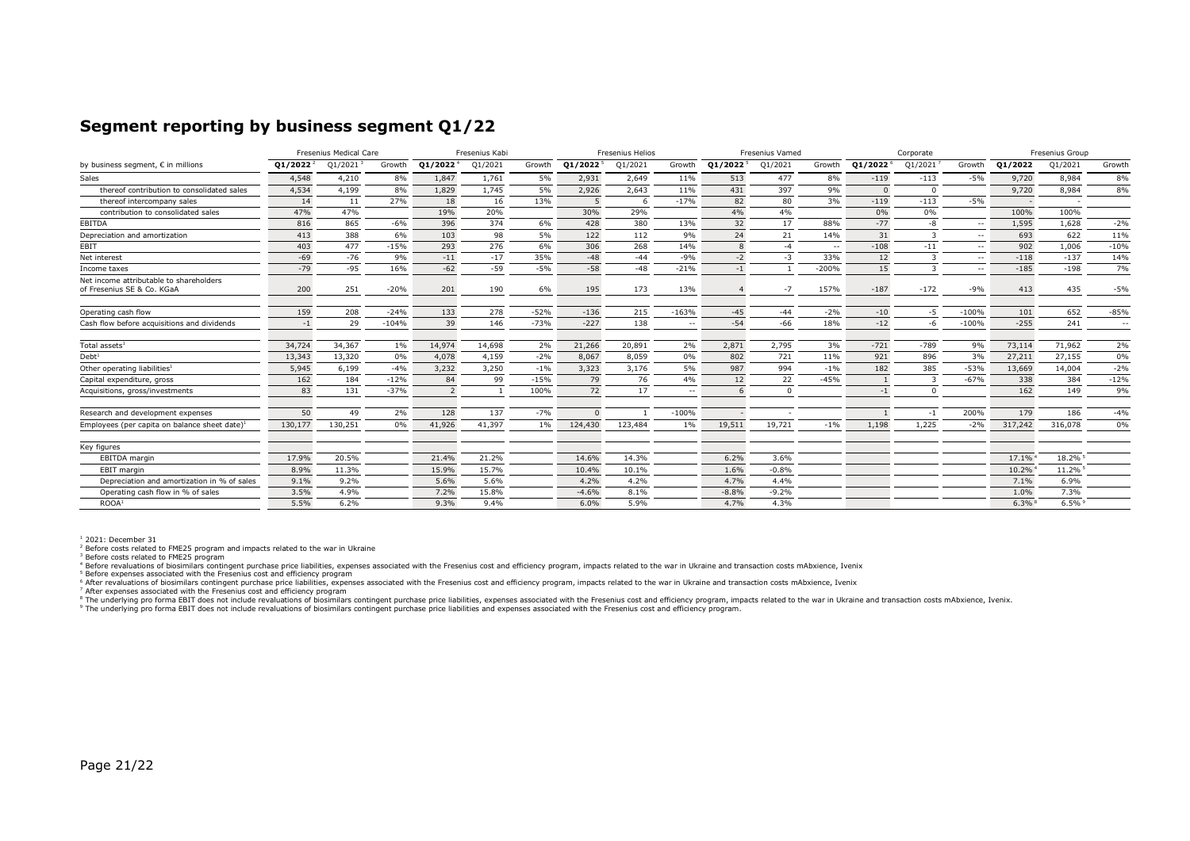# Segment reporting by business segment Q1/22

| by business segment, € in millions | Fresenius Medical Care | | | Fresenius Kabi | | | Fresenius Helios | | | Fresenius Vamed | | | Corporate | | | Fresenius Group | | |
|---|---|---|---|---|---|---|---|---|---|---|---|---|---|---|---|---|---|---|
| | Q1/2022[2] | Q1/2021[3] | Growth | Q1/2022[4] | Q1/2021 | Growth | Q1/2022[5] | Q1/2021 | Growth | Q1/2022[5] | Q1/2021 | Growth | Q1/2022[6] | Q1/2021[7] | Growth | Q1/2022 | Q1/2021 | Growth |
| Sales | 4,548 | 4,210 | 8% | 1,847 | 1,761 | 5% | 2,931 | 2,649 | 11% | 513 | 477 | 8% | -119 | -113 | -5% | 9,720 | 8,984 | 8% |
| thereof contribution to consolidated sales | 4,534 | 4,199 | 8% | 1,829 | 1,745 | 5% | 2,926 | 2,643 | 11% | 431 | 397 | 9% | 0 | 0 | | 9,720 | 8,984 | 8% |
| thereof intercompany sales | 14 | 11 | 27% | 18 | 16 | 13% | 5 | 6 | -17% | 82 | 80 | 3% | -119 | -113 | -5% | - | - | |
| contribution to consolidated sales | 47% | 47% | | 19% | 20% | | 30% | 29% | | 4% | 4% | | 0% | 0% | | 100% | 100% | |
| EBITDA | 816 | 865 | -6% | 396 | 374 | 6% | 428 | 380 | 13% | 32 | 17 | 88% | -77 | -8 | -- | 1,595 | 1,628 | -2% |
| Depreciation and amortization | 413 | 388 | 6% | 103 | 98 | 5% | 122 | 112 | 9% | 24 | 21 | 14% | 31 | 3 | -- | 693 | 622 | 11% |
| EBIT | 403 | 477 | -15% | 293 | 276 | 6% | 306 | 268 | 14% | 8 | -4 | -- | -108 | -11 | -- | 902 | 1,006 | -10% |
| Net interest | -69 | -76 | 9% | -11 | -17 | 35% | -48 | -44 | -9% | -2 | -3 | 33% | 12 | 3 | -- | -118 | -137 | 14% |
| Income taxes | -79 | -95 | 16% | -62 | -59 | -5% | -58 | -48 | -21% | -1 | 1 | -200% | 15 | 3 | -- | -185 | -198 | 7% |
| Net income attributable to shareholders of Fresenius SE & Co. KGaA | 200 | 251 | -20% | 201 | 190 | 6% | 195 | 173 | 13% | 4 | -7 | 157% | -187 | -172 | -9% | 413 | 435 | -5% |
| Operating cash flow | 159 | 208 | -24% | 133 | 278 | -52% | -136 | 215 | -163% | -45 | -44 | -2% | -10 | -5 | -100% | 101 | 652 | -85% |
| Cash flow before acquisitions and dividends | -1 | 29 | -104% | 39 | 146 | -73% | -227 | 138 | -- | -54 | -66 | 18% | -12 | -6 | -100% | -255 | 241 | -- |
| Total assets[1] | 34,724 | 34,367 | 1% | 14,974 | 14,698 | 2% | 21,266 | 20,891 | 2% | 2,871 | 2,795 | 3% | -721 | -789 | 9% | 73,114 | 71,962 | 2% |
| Debt[1] | 13,343 | 13,320 | 0% | 4,078 | 4,159 | -2% | 8,067 | 8,059 | 0% | 802 | 721 | 11% | 921 | 896 | 3% | 27,211 | 27,155 | 0% |
| Other operating liabilities[1] | 5,945 | 6,199 | -4% | 3,232 | 3,250 | -1% | 3,323 | 3,176 | 5% | 987 | 994 | -1% | 182 | 385 | -53% | 13,669 | 14,004 | -2% |
| Capital expenditure, gross | 162 | 184 | -12% | 84 | 99 | -15% | 79 | 76 | 4% | 12 | 22 | -45% | 1 | 3 | -67% | 338 | 384 | -12% |
| Acquisitions, gross/investments | 83 | 131 | -37% | 2 | 1 | 100% | 72 | 17 | -- | 6 | 0 | | -1 | 0 | | 162 | 149 | 9% |
| Research and development expenses | 50 | 49 | 2% | 128 | 137 | -7% | 0 | 1 | -100% | - | - | | 1 | -1 | 200% | 179 | 186 | -4% |
| Employees (per capita on balance sheet date)[1] | 130,177 | 130,251 | 0% | 41,926 | 41,397 | 1% | 124,430 | 123,484 | 1% | 19,511 | 19,721 | -1% | 1,198 | 1,225 | -2% | 317,242 | 316,078 | 0% |
| Key figures | | | | | | | | | | | | | | | | | | |
| EBITDA margin | 17.9% | 20.5% | | 21.4% | 21.2% | | 14.6% | 14.3% | | 6.2% | 3.6% | | | | | 17.1%[4] | 18.2%[5] | |
| EBIT margin | 8.9% | 11.3% | | 15.9% | 15.7% | | 10.4% | 10.1% | | 1.6% | -0.8% | | | | | 10.2%[4] | 11.2%[5] | |
| Depreciation and amortization in % of sales | 9.1% | 9.2% | | 5.6% | 5.6% | | 4.2% | 4.2% | | 4.7% | 4.4% | | | | | 7.1% | 6.9% | |
| Operating cash flow in % of sales | 3.5% | 4.9% | | 7.2% | 15.8% | | -4.6% | 8.1% | | -8.8% | -9.2% | | | | | 1.0% | 7.3% | |
| ROOA[1] | 5.5% | 6.2% | | 9.3% | 9.4% | | 6.0% | 5.9% | | 4.7% | 4.3% | | | | | 6.3%[8] | 6.5%[9] | |

[1] 2021: December 31

[2] Before costs related to FME25 program and impacts related to the war in Ukraine

[3] Before costs related to FME25 program

[4] Before revaluations of biosimilars contingent purchase price liabilities, expenses associated with the Fresenius cost and efficiency program, impacts related to the war in Ukraine and transaction costs mAbxience, Ivenix

[5] Before expenses associated with the Fresenius cost and efficiency program

[6] After revaluations of biosimilars contingent purchase price liabilities, expenses associated with the Fresenius cost and efficiency program, impacts related to the war in Ukraine and transaction costs mAbxience, Ivenix

[7] After expenses associated with the Fresenius cost and efficiency program

[8] The underlying pro forma EBIT does not include revaluations of biosimilars contingent purchase price liabilities, expenses associated with the Fresenius cost and efficiency program, impacts related to the war in Ukraine and transaction costs mAbxience, Ivenix.

[9] The underlying pro forma EBIT does not include revaluations of biosimilars contingent purchase price liabilities and expenses associated with the Fresenius cost and efficiency program.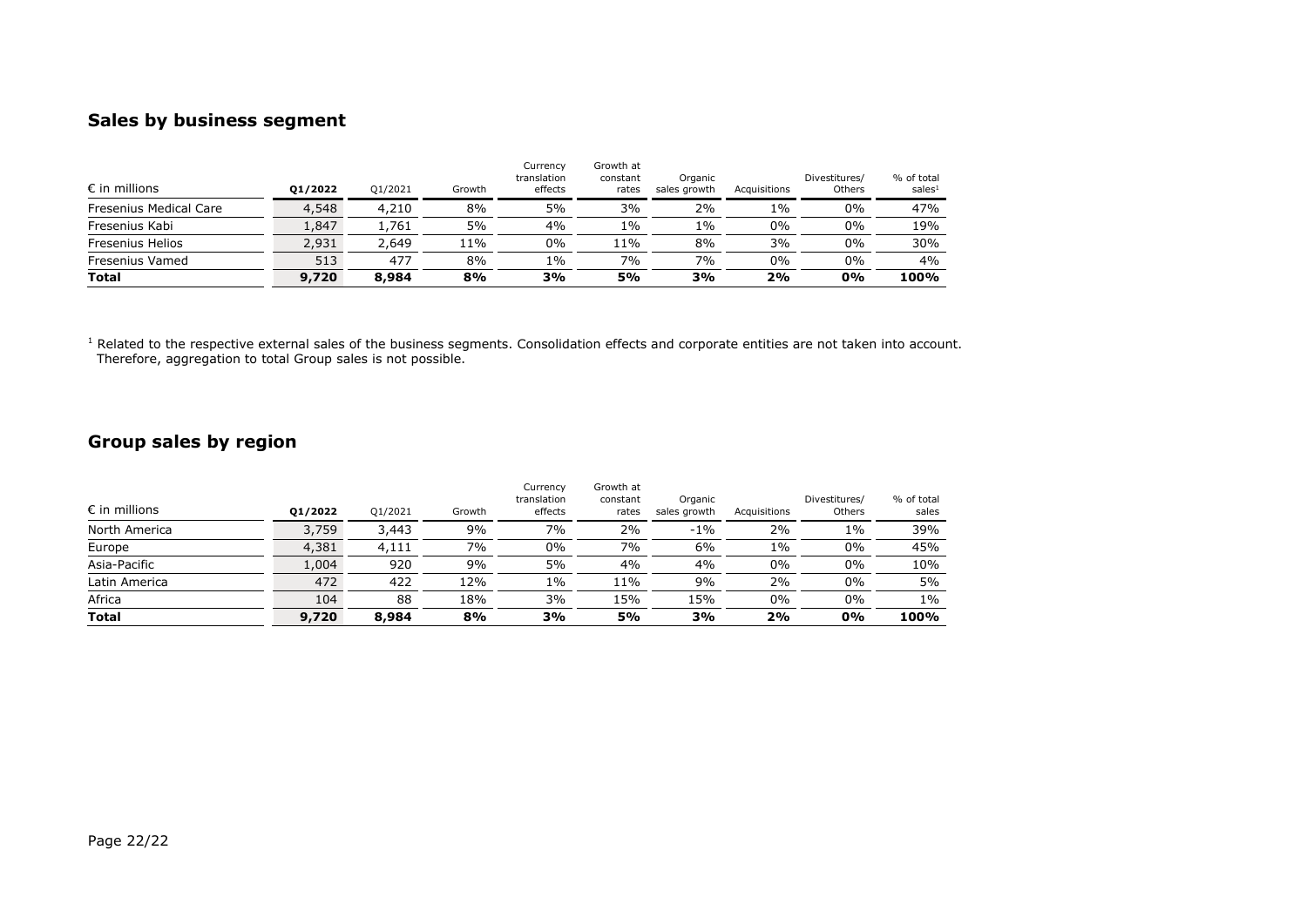## Sales by business segment

| € in millions | Q1/2022 | Q1/2021 | Growth | Currency translation effects | Growth at constant rates | Organic sales growth | Acquisitions | Divestitures/ Others | % of total sales[1] |
|---|---|---|---|---|---|---|---|---|---|
| Fresenius Medical Care | 4,548 | 4,210 | 8% | 5% | 3% | 2% | 1% | 0% | 47% |
| Fresenius Kabi | 1,847 | 1,761 | 5% | 4% | 1% | 1% | 0% | 0% | 19% |
| Fresenius Helios | 2,931 | 2,649 | 11% | 0% | 11% | 8% | 3% | 0% | 30% |
| Fresenius Vamed | 513 | 477 | 8% | 1% | 7% | 7% | 0% | 0% | 4% |
| **Total** | **9,720** | **8,984** | **8%** | **3%** | **5%** | **3%** | **2%** | **0%** | **100%** |

[1] Related to the respective external sales of the business segments. Consolidation effects and corporate entities are not taken into account. Therefore, aggregation to total Group sales is not possible.

## Group sales by region

| € in millions | Q1/2022 | Q1/2021 | Growth | Currency translation effects | Growth at constant rates | Organic sales growth | Acquisitions | Divestitures/ Others | % of total sales |
|---|---|---|---|---|---|---|---|---|---|
| North America | 3,759 | 3,443 | 9% | 7% | 2% | -1% | 2% | 1% | 39% |
| Europe | 4,381 | 4,111 | 7% | 0% | 7% | 6% | 1% | 0% | 45% |
| Asia-Pacific | 1,004 | 920 | 9% | 5% | 4% | 4% | 0% | 0% | 10% |
| Latin America | 472 | 422 | 12% | 1% | 11% | 9% | 2% | 0% | 5% |
| Africa | 104 | 88 | 18% | 3% | 15% | 15% | 0% | 0% | 1% |
| **Total** | **9,720** | **8,984** | **8%** | **3%** | **5%** | **3%** | **2%** | **0%** | **100%** |